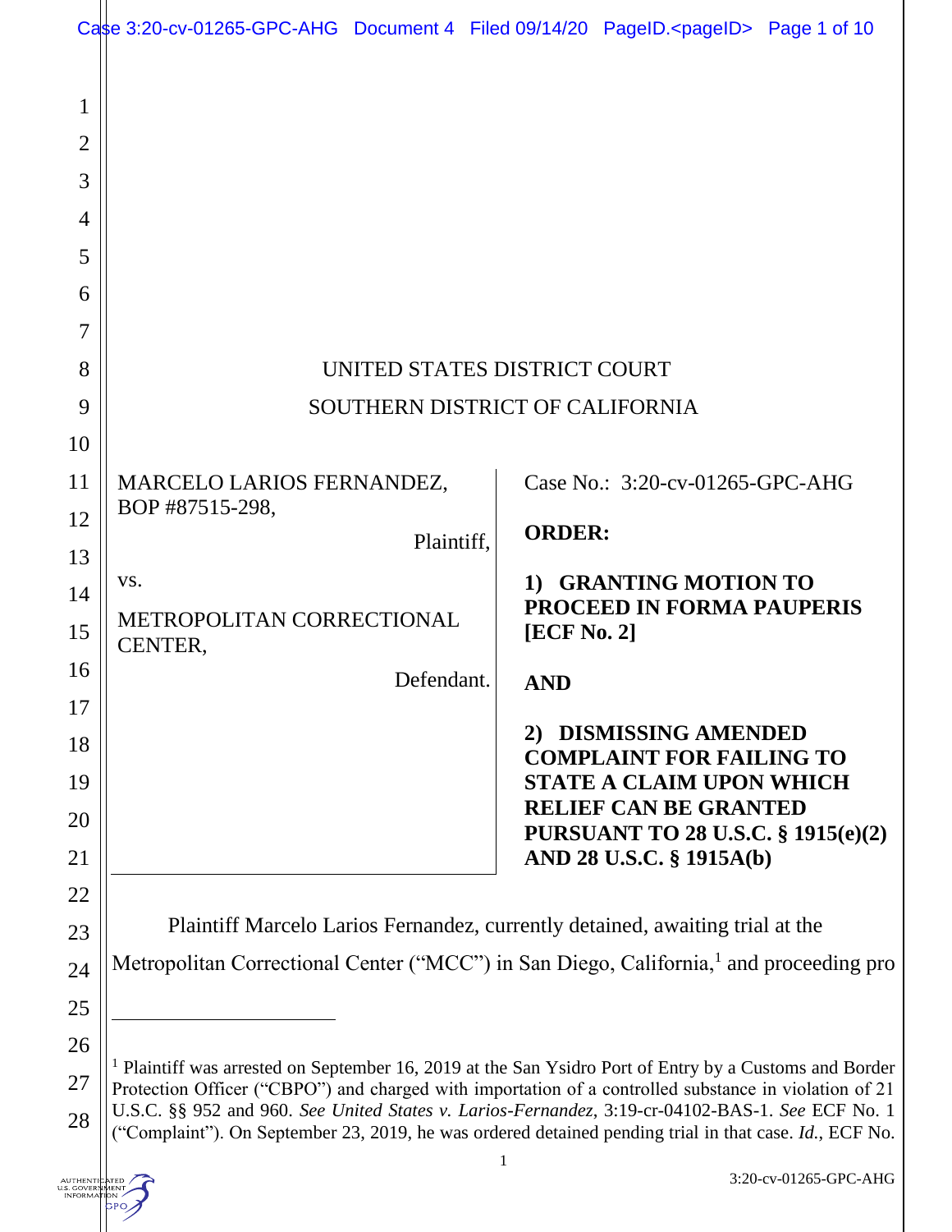UNITED STATES DISTRICT COURT

SOUTHERN DISTRICT OF CALIFORNIA

MARCELO LARIOS FERNANDEZ, BOP #87515-298,

Plaintiff,

vs.

METROPOLITAN CORRECTIONAL CENTER,

Defendant.

Case No.: 3:20-cv-01265-GPC-AHG

**ORDER:**

**1) GRANTING MOTION TO PROCEED IN FORMA PAUPERIS [ECF No. 2]**

**AND**

**2) DISMISSING AMENDED COMPLAINT FOR FAILING TO STATE A CLAIM UPON WHICH RELIEF CAN BE GRANTED PURSUANT TO 28 U.S.C. § 1915(e)(2) AND 28 U.S.C. § 1915A(b)**

Plaintiff Marcelo Larios Fernandez, currently detained, awaiting trial at the Metropolitan Correctional Center ("MCC") in San Diego, California,[1] and proceeding pro

---

[1] Plaintiff was arrested on September 16, 2019 at the San Ysidro Port of Entry by a Customs and Border Protection Officer ("CBPO") and charged with importation of a controlled substance in violation of 21 U.S.C. §§ 952 and 960. *See United States v. Larios-Fernandez*, 3:19-cr-04102-BAS-1. *See* ECF No. 1 ("Complaint"). On September 23, 2019, he was ordered detained pending trial in that case. *Id.*, ECF No.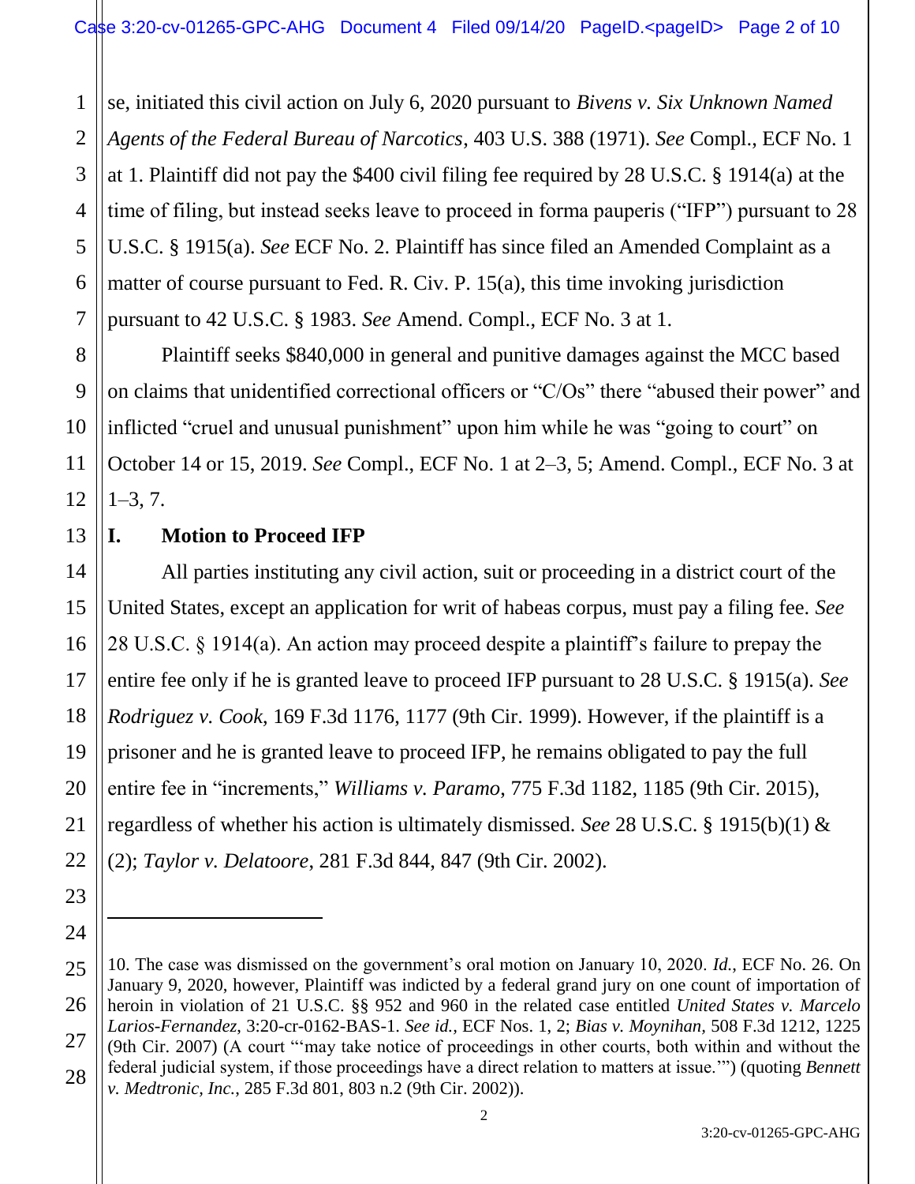se, initiated this civil action on July 6, 2020 pursuant to *Bivens v. Six Unknown Named Agents of the Federal Bureau of Narcotics*, 403 U.S. 388 (1971). *See* Compl., ECF No. 1 at 1. Plaintiff did not pay the $400 civil filing fee required by 28 U.S.C. § 1914(a) at the time of filing, but instead seeks leave to proceed in forma pauperis ("IFP") pursuant to 28 U.S.C. § 1915(a). *See* ECF No. 2. Plaintiff has since filed an Amended Complaint as a matter of course pursuant to Fed. R. Civ. P. 15(a), this time invoking jurisdiction pursuant to 42 U.S.C. § 1983. *See* Amend. Compl., ECF No. 3 at 1.

Plaintiff seeks $840,000 in general and punitive damages against the MCC based on claims that unidentified correctional officers or "C/Os" there "abused their power" and inflicted "cruel and unusual punishment" upon him while he was "going to court" on October 14 or 15, 2019. *See* Compl., ECF No. 1 at 2–3, 5; Amend. Compl., ECF No. 3 at 1–3, 7.

## I. Motion to Proceed IFP

All parties instituting any civil action, suit or proceeding in a district court of the United States, except an application for writ of habeas corpus, must pay a filing fee. *See* 28 U.S.C. § 1914(a). An action may proceed despite a plaintiff's failure to prepay the entire fee only if he is granted leave to proceed IFP pursuant to 28 U.S.C. § 1915(a). *See Rodriguez v. Cook*, 169 F.3d 1176, 1177 (9th Cir. 1999). However, if the plaintiff is a prisoner and he is granted leave to proceed IFP, he remains obligated to pay the full entire fee in "increments," *Williams v. Paramo*, 775 F.3d 1182, 1185 (9th Cir. 2015), regardless of whether his action is ultimately dismissed. *See* 28 U.S.C. § 1915(b)(1) & (2); *Taylor v. Delatoore*, 281 F.3d 844, 847 (9th Cir. 2002).

---

10. The case was dismissed on the government's oral motion on January 10, 2020. *Id.*, ECF No. 26. On January 9, 2020, however, Plaintiff was indicted by a federal grand jury on one count of importation of heroin in violation of 21 U.S.C. §§ 952 and 960 in the related case entitled *United States v. Marcelo Larios-Fernandez*, 3:20-cr-0162-BAS-1. *See id.*, ECF Nos. 1, 2; *Bias v. Moynihan*, 508 F.3d 1212, 1225 (9th Cir. 2007) (A court "'may take notice of proceedings in other courts, both within and without the federal judicial system, if those proceedings have a direct relation to matters at issue.'") (quoting *Bennett v. Medtronic, Inc.*, 285 F.3d 801, 803 n.2 (9th Cir. 2002)).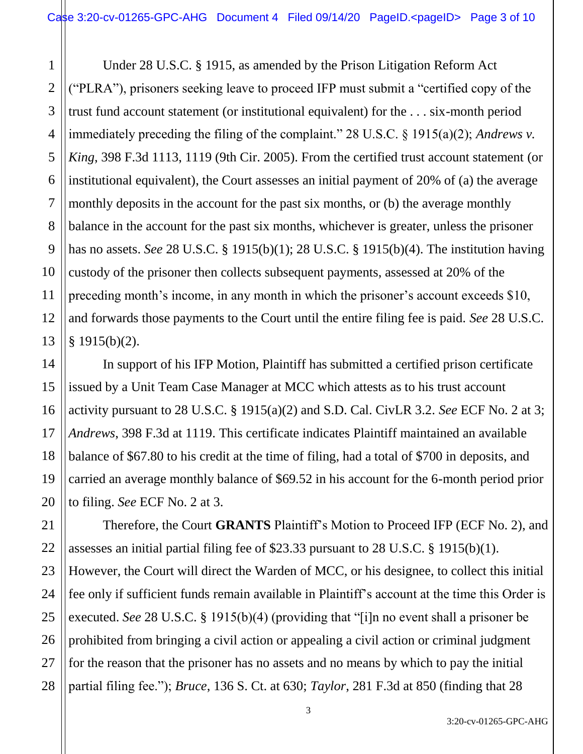Under 28 U.S.C. § 1915, as amended by the Prison Litigation Reform Act ("PLRA"), prisoners seeking leave to proceed IFP must submit a "certified copy of the trust fund account statement (or institutional equivalent) for the . . . six-month period immediately preceding the filing of the complaint." 28 U.S.C. § 1915(a)(2); *Andrews v. King*, 398 F.3d 1113, 1119 (9th Cir. 2005). From the certified trust account statement (or institutional equivalent), the Court assesses an initial payment of 20% of (a) the average monthly deposits in the account for the past six months, or (b) the average monthly balance in the account for the past six months, whichever is greater, unless the prisoner has no assets. *See* 28 U.S.C. § 1915(b)(1); 28 U.S.C. § 1915(b)(4). The institution having custody of the prisoner then collects subsequent payments, assessed at 20% of the preceding month's income, in any month in which the prisoner's account exceeds $10, and forwards those payments to the Court until the entire filing fee is paid. *See* 28 U.S.C. § 1915(b)(2).

In support of his IFP Motion, Plaintiff has submitted a certified prison certificate issued by a Unit Team Case Manager at MCC which attests as to his trust account activity pursuant to 28 U.S.C. § 1915(a)(2) and S.D. Cal. CivLR 3.2. *See* ECF No. 2 at 3; *Andrews*, 398 F.3d at 1119. This certificate indicates Plaintiff maintained an available balance of $67.80 to his credit at the time of filing, had a total of $700 in deposits, and carried an average monthly balance of $69.52 in his account for the 6-month period prior to filing. *See* ECF No. 2 at 3.

Therefore, the Court **GRANTS** Plaintiff's Motion to Proceed IFP (ECF No. 2), and assesses an initial partial filing fee of $23.33 pursuant to 28 U.S.C. § 1915(b)(1). However, the Court will direct the Warden of MCC, or his designee, to collect this initial fee only if sufficient funds remain available in Plaintiff's account at the time this Order is executed. *See* 28 U.S.C. § 1915(b)(4) (providing that "[i]n no event shall a prisoner be prohibited from bringing a civil action or appealing a civil action or criminal judgment for the reason that the prisoner has no assets and no means by which to pay the initial partial filing fee."); *Bruce*, 136 S. Ct. at 630; *Taylor*, 281 F.3d at 850 (finding that 28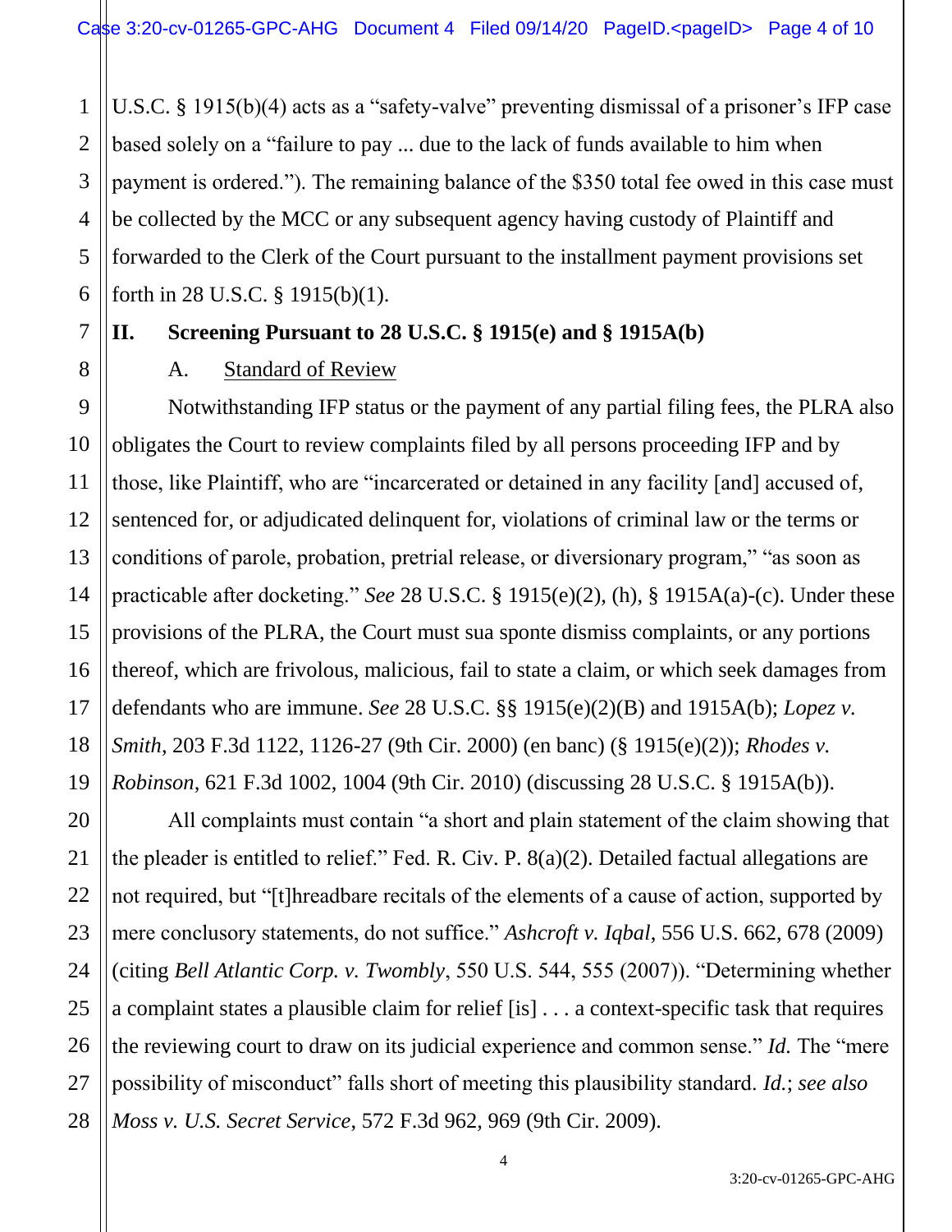U.S.C. § 1915(b)(4) acts as a "safety-valve" preventing dismissal of a prisoner's IFP case based solely on a "failure to pay ... due to the lack of funds available to him when payment is ordered."). The remaining balance of the $350 total fee owed in this case must be collected by the MCC or any subsequent agency having custody of Plaintiff and forwarded to the Clerk of the Court pursuant to the installment payment provisions set forth in 28 U.S.C. § 1915(b)(1).

## II. Screening Pursuant to 28 U.S.C. § 1915(e) and § 1915A(b)

### A. Standard of Review

Notwithstanding IFP status or the payment of any partial filing fees, the PLRA also obligates the Court to review complaints filed by all persons proceeding IFP and by those, like Plaintiff, who are "incarcerated or detained in any facility [and] accused of, sentenced for, or adjudicated delinquent for, violations of criminal law or the terms or conditions of parole, probation, pretrial release, or diversionary program," "as soon as practicable after docketing." *See* 28 U.S.C. § 1915(e)(2), (h), § 1915A(a)-(c). Under these provisions of the PLRA, the Court must sua sponte dismiss complaints, or any portions thereof, which are frivolous, malicious, fail to state a claim, or which seek damages from defendants who are immune. *See* 28 U.S.C. §§ 1915(e)(2)(B) and 1915A(b); *Lopez v. Smith*, 203 F.3d 1122, 1126-27 (9th Cir. 2000) (en banc) (§ 1915(e)(2)); *Rhodes v. Robinson*, 621 F.3d 1002, 1004 (9th Cir. 2010) (discussing 28 U.S.C. § 1915A(b)).

All complaints must contain "a short and plain statement of the claim showing that the pleader is entitled to relief." Fed. R. Civ. P. 8(a)(2). Detailed factual allegations are not required, but "[t]hreadbare recitals of the elements of a cause of action, supported by mere conclusory statements, do not suffice." *Ashcroft v. Iqbal*, 556 U.S. 662, 678 (2009) (citing *Bell Atlantic Corp. v. Twombly*, 550 U.S. 544, 555 (2007)). "Determining whether a complaint states a plausible claim for relief [is] . . . a context-specific task that requires the reviewing court to draw on its judicial experience and common sense." *Id.* The "mere possibility of misconduct" falls short of meeting this plausibility standard. *Id.*; *see also Moss v. U.S. Secret Service*, 572 F.3d 962, 969 (9th Cir. 2009).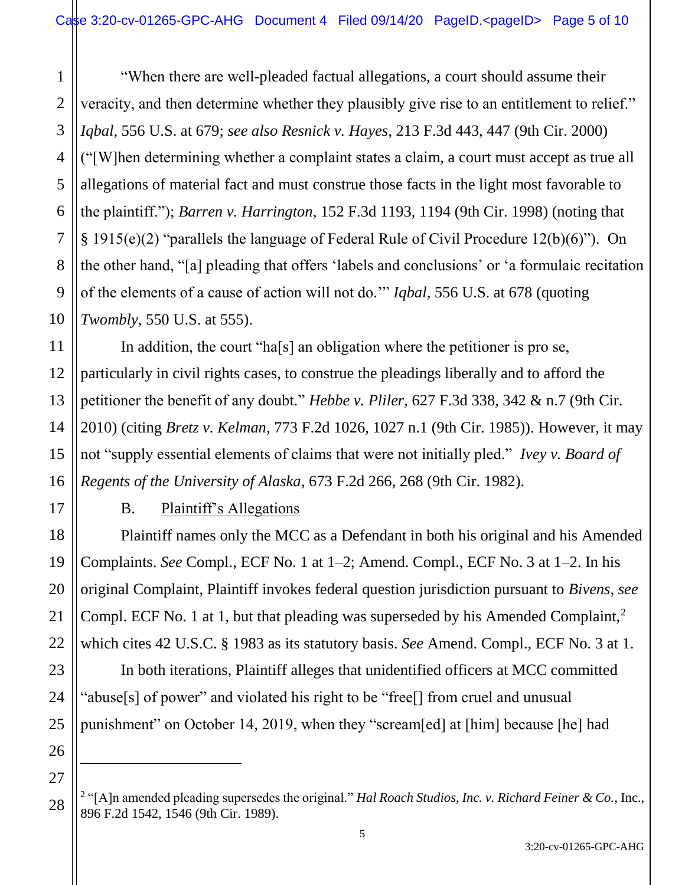"When there are well-pleaded factual allegations, a court should assume their veracity, and then determine whether they plausibly give rise to an entitlement to relief." *Iqbal*, 556 U.S. at 679; *see also Resnick v. Hayes*, 213 F.3d 443, 447 (9th Cir. 2000) ("[W]hen determining whether a complaint states a claim, a court must accept as true all allegations of material fact and must construe those facts in the light most favorable to the plaintiff."); *Barren v. Harrington*, 152 F.3d 1193, 1194 (9th Cir. 1998) (noting that § 1915(e)(2) "parallels the language of Federal Rule of Civil Procedure 12(b)(6)"). On the other hand, "[a] pleading that offers 'labels and conclusions' or 'a formulaic recitation of the elements of a cause of action will not do.'" *Iqbal*, 556 U.S. at 678 (quoting *Twombly*, 550 U.S. at 555).

In addition, the court "ha[s] an obligation where the petitioner is pro se, particularly in civil rights cases, to construe the pleadings liberally and to afford the petitioner the benefit of any doubt." *Hebbe v. Pliler*, 627 F.3d 338, 342 & n.7 (9th Cir. 2010) (citing *Bretz v. Kelman*, 773 F.2d 1026, 1027 n.1 (9th Cir. 1985)). However, it may not "supply essential elements of claims that were not initially pled." *Ivey v. Board of Regents of the University of Alaska*, 673 F.2d 266, 268 (9th Cir. 1982).

B. Plaintiff's Allegations

Plaintiff names only the MCC as a Defendant in both his original and his Amended Complaints. *See* Compl., ECF No. 1 at 1–2; Amend. Compl., ECF No. 3 at 1–2. In his original Complaint, Plaintiff invokes federal question jurisdiction pursuant to *Bivens*, *see* Compl. ECF No. 1 at 1, but that pleading was superseded by his Amended Complaint,[2] which cites 42 U.S.C. § 1983 as its statutory basis. *See* Amend. Compl., ECF No. 3 at 1.

In both iterations, Plaintiff alleges that unidentified officers at MCC committed "abuse[s] of power" and violated his right to be "free[] from cruel and unusual punishment" on October 14, 2019, when they "scream[ed] at [him] because [he] had

[2] "[A]n amended pleading supersedes the original." *Hal Roach Studios, Inc. v. Richard Feiner & Co.*, Inc., 896 F.2d 1542, 1546 (9th Cir. 1989).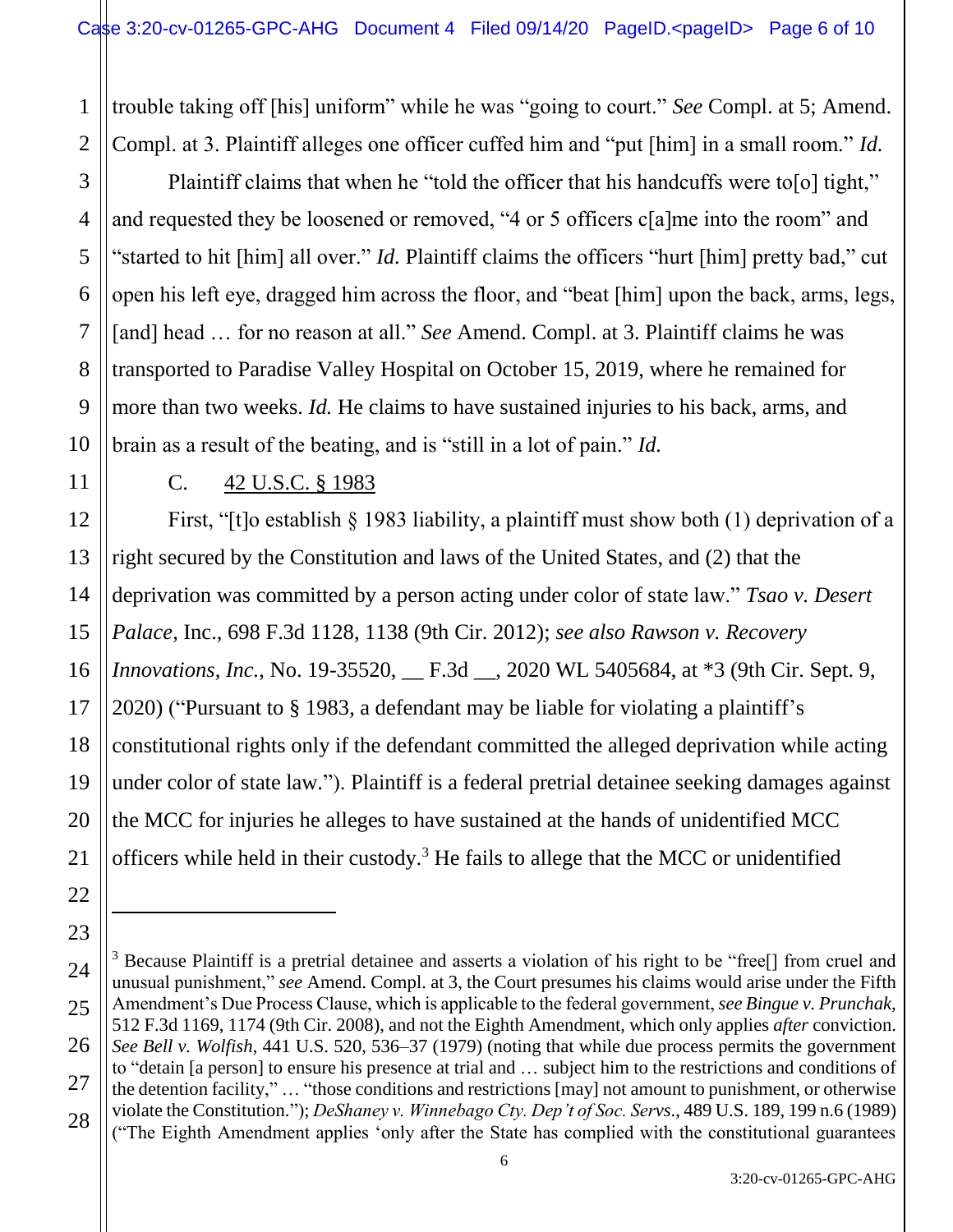trouble taking off [his] uniform" while he was "going to court." *See* Compl. at 5; Amend. Compl. at 3. Plaintiff alleges one officer cuffed him and "put [him] in a small room." *Id.*

Plaintiff claims that when he "told the officer that his handcuffs were to[o] tight," and requested they be loosened or removed, "4 or 5 officers c[a]me into the room" and "started to hit [him] all over." *Id.* Plaintiff claims the officers "hurt [him] pretty bad," cut open his left eye, dragged him across the floor, and "beat [him] upon the back, arms, legs, [and] head … for no reason at all." *See* Amend. Compl. at 3. Plaintiff claims he was transported to Paradise Valley Hospital on October 15, 2019, where he remained for more than two weeks. *Id.* He claims to have sustained injuries to his back, arms, and brain as a result of the beating, and is "still in a lot of pain." *Id.*

C. 42 U.S.C. § 1983

First, "[t]o establish § 1983 liability, a plaintiff must show both (1) deprivation of a right secured by the Constitution and laws of the United States, and (2) that the deprivation was committed by a person acting under color of state law." *Tsao v. Desert Palace*, Inc., 698 F.3d 1128, 1138 (9th Cir. 2012); *see also Rawson v. Recovery Innovations, Inc.*, No. 19-35520, __ F.3d __, 2020 WL 5405684, at *3 (9th Cir. Sept. 9, 2020) ("Pursuant to § 1983, a defendant may be liable for violating a plaintiff's constitutional rights only if the defendant committed the alleged deprivation while acting under color of state law."). Plaintiff is a federal pretrial detainee seeking damages against the MCC for injuries he alleges to have sustained at the hands of unidentified MCC officers while held in their custody.[3] He fails to allege that the MCC or unidentified

---

[3] Because Plaintiff is a pretrial detainee and asserts a violation of his right to be "free[] from cruel and unusual punishment," *see* Amend. Compl. at 3, the Court presumes his claims would arise under the Fifth Amendment's Due Process Clause, which is applicable to the federal government, *see Bingue v. Prunchak*, 512 F.3d 1169, 1174 (9th Cir. 2008), and not the Eighth Amendment, which only applies *after* conviction. *See Bell v. Wolfish*, 441 U.S. 520, 536–37 (1979) (noting that while due process permits the government to "detain [a person] to ensure his presence at trial and … subject him to the restrictions and conditions of the detention facility," … "those conditions and restrictions [may] not amount to punishment, or otherwise violate the Constitution."); *DeShaney v. Winnebago Cty. Dep't of Soc. Servs*., 489 U.S. 189, 199 n.6 (1989) ("The Eighth Amendment applies 'only after the State has complied with the constitutional guarantees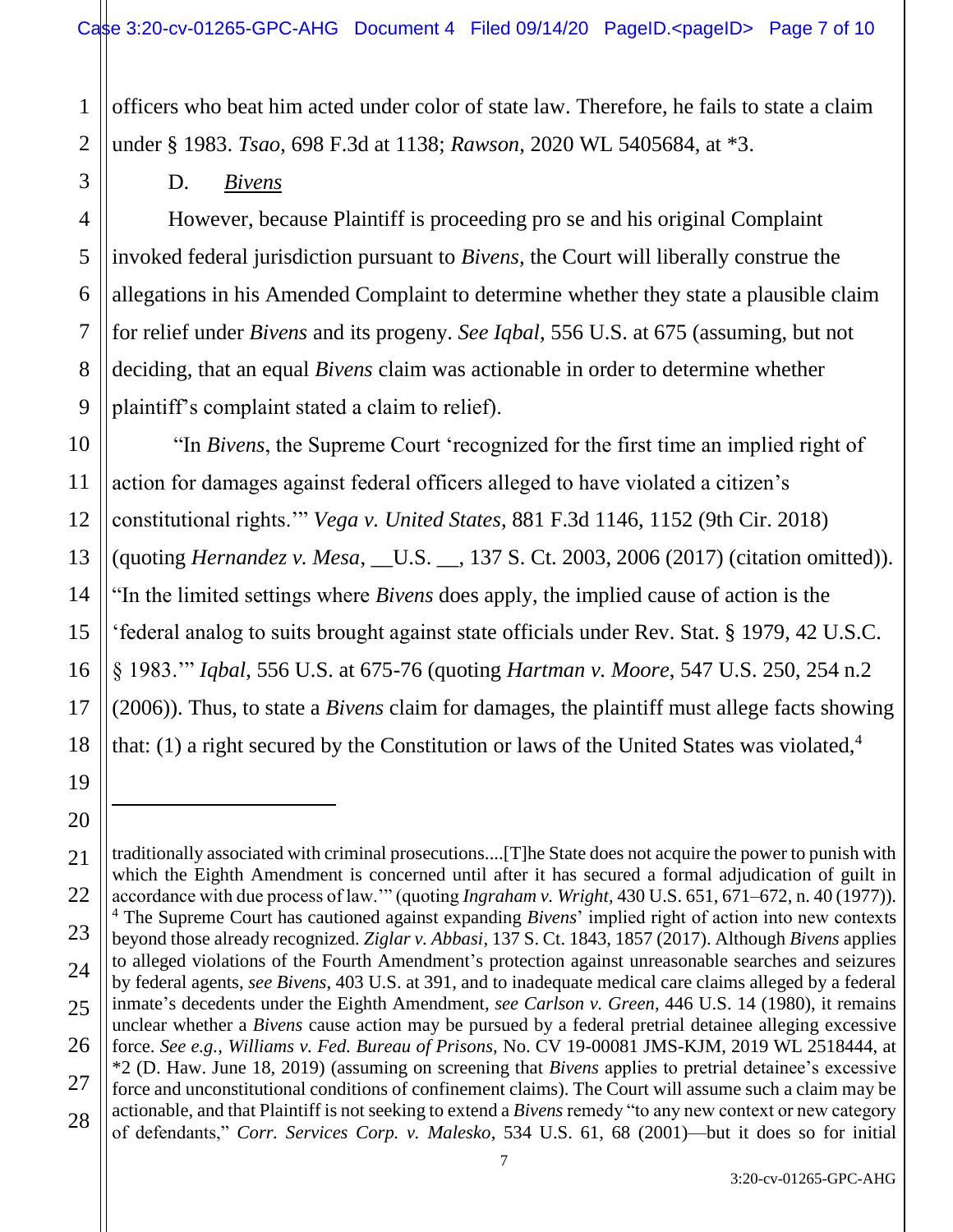officers who beat him acted under color of state law. Therefore, he fails to state a claim under § 1983. *Tsao*, 698 F.3d at 1138; *Rawson*, 2020 WL 5405684, at *3.

D. *Bivens*

However, because Plaintiff is proceeding pro se and his original Complaint invoked federal jurisdiction pursuant to *Bivens*, the Court will liberally construe the allegations in his Amended Complaint to determine whether they state a plausible claim for relief under *Bivens* and its progeny. *See Iqbal*, 556 U.S. at 675 (assuming, but not deciding, that an equal *Bivens* claim was actionable in order to determine whether plaintiff's complaint stated a claim to relief).

"In *Bivens*, the Supreme Court 'recognized for the first time an implied right of action for damages against federal officers alleged to have violated a citizen's constitutional rights.'" *Vega v. United States*, 881 F.3d 1146, 1152 (9th Cir. 2018) (quoting *Hernandez v. Mesa*, __U.S. __, 137 S. Ct. 2003, 2006 (2017) (citation omitted)). "In the limited settings where *Bivens* does apply, the implied cause of action is the 'federal analog to suits brought against state officials under Rev. Stat. § 1979, 42 U.S.C. § 1983.'" *Iqbal*, 556 U.S. at 675-76 (quoting *Hartman v. Moore*, 547 U.S. 250, 254 n.2 (2006)). Thus, to state a *Bivens* claim for damages, the plaintiff must allege facts showing that: (1) a right secured by the Constitution or laws of the United States was violated,[4]

---

traditionally associated with criminal prosecutions....[T]he State does not acquire the power to punish with which the Eighth Amendment is concerned until after it has secured a formal adjudication of guilt in accordance with due process of law.'" (quoting *Ingraham v. Wright*, 430 U.S. 651, 671–672, n. 40 (1977)).

[4] The Supreme Court has cautioned against expanding *Bivens*' implied right of action into new contexts beyond those already recognized. *Ziglar v. Abbasi*, 137 S. Ct. 1843, 1857 (2017). Although *Bivens* applies to alleged violations of the Fourth Amendment's protection against unreasonable searches and seizures by federal agents, *see Bivens*, 403 U.S. at 391, and to inadequate medical care claims alleged by a federal inmate's decedents under the Eighth Amendment, *see Carlson v. Green*, 446 U.S. 14 (1980), it remains unclear whether a *Bivens* cause action may be pursued by a federal pretrial detainee alleging excessive force. *See e.g., Williams v. Fed. Bureau of Prisons*, No. CV 19-00081 JMS-KJM, 2019 WL 2518444, at *2 (D. Haw. June 18, 2019) (assuming on screening that *Bivens* applies to pretrial detainee's excessive force and unconstitutional conditions of confinement claims). The Court will assume such a claim may be actionable, and that Plaintiff is not seeking to extend a *Bivens* remedy "to any new context or new category of defendants," *Corr. Services Corp. v. Malesko*, 534 U.S. 61, 68 (2001)—but it does so for initial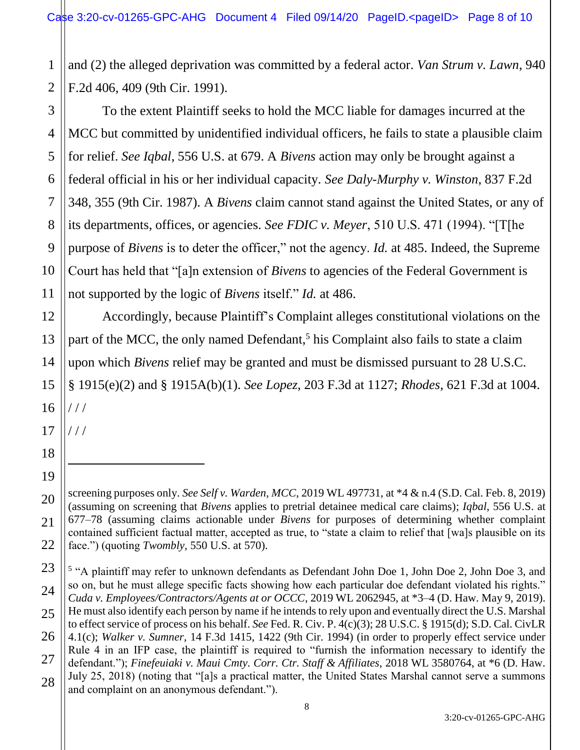and (2) the alleged deprivation was committed by a federal actor. *Van Strum v. Lawn*, 940 F.2d 406, 409 (9th Cir. 1991).

To the extent Plaintiff seeks to hold the MCC liable for damages incurred at the MCC but committed by unidentified individual officers, he fails to state a plausible claim for relief. *See Iqbal*, 556 U.S. at 679. A *Bivens* action may only be brought against a federal official in his or her individual capacity. *See Daly-Murphy v. Winston*, 837 F.2d 348, 355 (9th Cir. 1987). A *Bivens* claim cannot stand against the United States, or any of its departments, offices, or agencies. *See FDIC v. Meyer*, 510 U.S. 471 (1994). "[T[he purpose of *Bivens* is to deter the officer," not the agency. *Id.* at 485. Indeed, the Supreme Court has held that "[a]n extension of *Bivens* to agencies of the Federal Government is not supported by the logic of *Bivens* itself." *Id.* at 486.

Accordingly, because Plaintiff's Complaint alleges constitutional violations on the part of the MCC, the only named Defendant,[5] his Complaint also fails to state a claim upon which *Bivens* relief may be granted and must be dismissed pursuant to 28 U.S.C. § 1915(e)(2) and § 1915A(b)(1). *See Lopez*, 203 F.3d at 1127; *Rhodes*, 621 F.3d at 1004.

/ / /

/ / /

---

screening purposes only. *See Self v. Warden, MCC*, 2019 WL 497731, at *4 & n.4 (S.D. Cal. Feb. 8, 2019) (assuming on screening that *Bivens* applies to pretrial detainee medical care claims); *Iqbal*, 556 U.S. at 677–78 (assuming claims actionable under *Bivens* for purposes of determining whether complaint contained sufficient factual matter, accepted as true, to "state a claim to relief that [wa]s plausible on its face.") (quoting *Twombly*, 550 U.S. at 570).

[5] "A plaintiff may refer to unknown defendants as Defendant John Doe 1, John Doe 2, John Doe 3, and so on, but he must allege specific facts showing how each particular doe defendant violated his rights." *Cuda v. Employees/Contractors/Agents at or OCCC*, 2019 WL 2062945, at *3–4 (D. Haw. May 9, 2019). He must also identify each person by name if he intends to rely upon and eventually direct the U.S. Marshal to effect service of process on his behalf. *See* Fed. R. Civ. P. 4(c)(3); 28 U.S.C. § 1915(d); S.D. Cal. CivLR 4.1(c); *Walker v. Sumner*, 14 F.3d 1415, 1422 (9th Cir. 1994) (in order to properly effect service under Rule 4 in an IFP case, the plaintiff is required to "furnish the information necessary to identify the defendant."); *Finefeuiaki v. Maui Cmty. Corr. Ctr. Staff & Affiliates*, 2018 WL 3580764, at *6 (D. Haw. July 25, 2018) (noting that "[a]s a practical matter, the United States Marshal cannot serve a summons and complaint on an anonymous defendant.").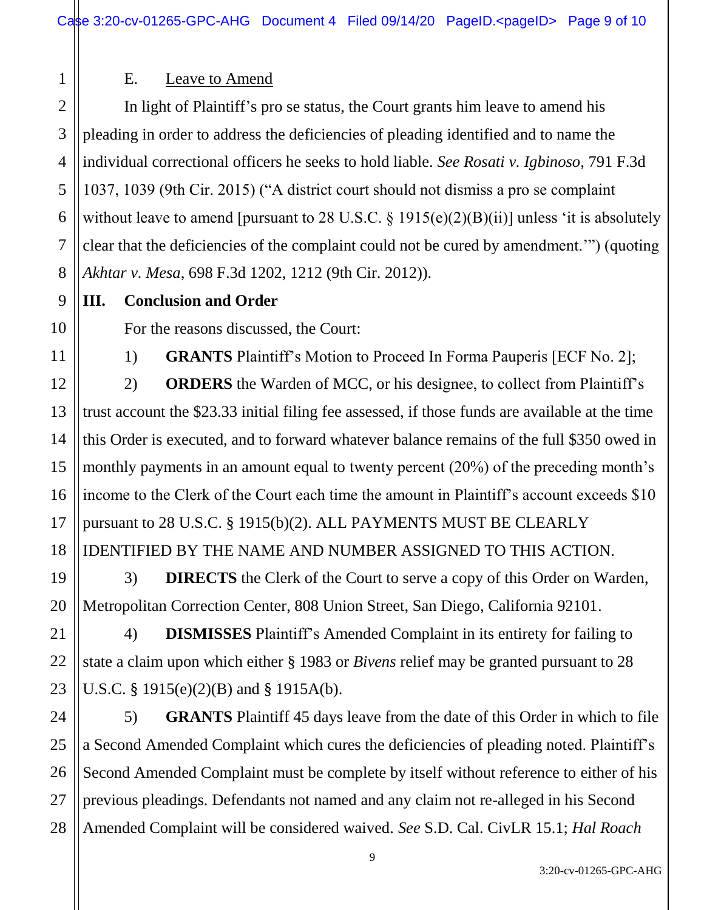### E. Leave to Amend

In light of Plaintiff's pro se status, the Court grants him leave to amend his pleading in order to address the deficiencies of pleading identified and to name the individual correctional officers he seeks to hold liable. *See Rosati v. Igbinoso*, 791 F.3d 1037, 1039 (9th Cir. 2015) ("A district court should not dismiss a pro se complaint without leave to amend [pursuant to 28 U.S.C. § 1915(e)(2)(B)(ii)] unless 'it is absolutely clear that the deficiencies of the complaint could not be cured by amendment.'") (quoting *Akhtar v. Mesa*, 698 F.3d 1202, 1212 (9th Cir. 2012)).

## III. Conclusion and Order

For the reasons discussed, the Court:

1) **GRANTS** Plaintiff's Motion to Proceed In Forma Pauperis [ECF No. 2];

2) **ORDERS** the Warden of MCC, or his designee, to collect from Plaintiff's trust account the $23.33 initial filing fee assessed, if those funds are available at the time this Order is executed, and to forward whatever balance remains of the full $350 owed in monthly payments in an amount equal to twenty percent (20%) of the preceding month's income to the Clerk of the Court each time the amount in Plaintiff's account exceeds $10 pursuant to 28 U.S.C. § 1915(b)(2). ALL PAYMENTS MUST BE CLEARLY IDENTIFIED BY THE NAME AND NUMBER ASSIGNED TO THIS ACTION.

3) **DIRECTS** the Clerk of the Court to serve a copy of this Order on Warden, Metropolitan Correction Center, 808 Union Street, San Diego, California 92101.

4) **DISMISSES** Plaintiff's Amended Complaint in its entirety for failing to state a claim upon which either § 1983 or *Bivens* relief may be granted pursuant to 28 U.S.C. § 1915(e)(2)(B) and § 1915A(b).

5) **GRANTS** Plaintiff 45 days leave from the date of this Order in which to file a Second Amended Complaint which cures the deficiencies of pleading noted. Plaintiff's Second Amended Complaint must be complete by itself without reference to either of his previous pleadings. Defendants not named and any claim not re-alleged in his Second Amended Complaint will be considered waived. *See* S.D. Cal. CivLR 15.1; *Hal Roach*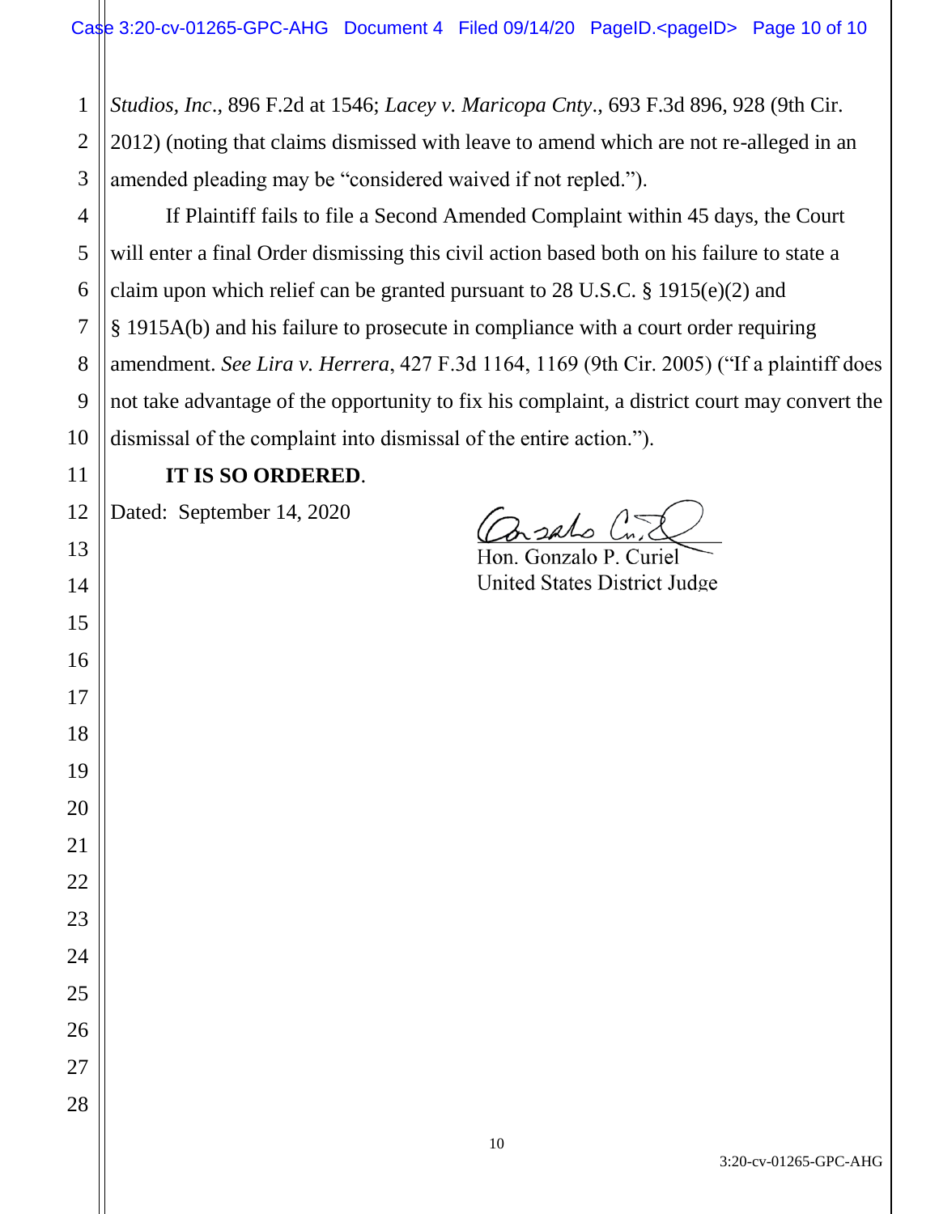*Studios, Inc*., 896 F.2d at 1546; *Lacey v. Maricopa Cnty*., 693 F.3d 896, 928 (9th Cir. 2012) (noting that claims dismissed with leave to amend which are not re-alleged in an amended pleading may be "considered waived if not repled.").

If Plaintiff fails to file a Second Amended Complaint within 45 days, the Court will enter a final Order dismissing this civil action based both on his failure to state a claim upon which relief can be granted pursuant to 28 U.S.C. § 1915(e)(2) and § 1915A(b) and his failure to prosecute in compliance with a court order requiring amendment. *See Lira v. Herrera*, 427 F.3d 1164, 1169 (9th Cir. 2005) ("If a plaintiff does not take advantage of the opportunity to fix his complaint, a district court may convert the dismissal of the complaint into dismissal of the entire action.").

**IT IS SO ORDERED**.

Dated: September 14, 2020

Hon. Gonzalo P. Curiel
United States District Judge